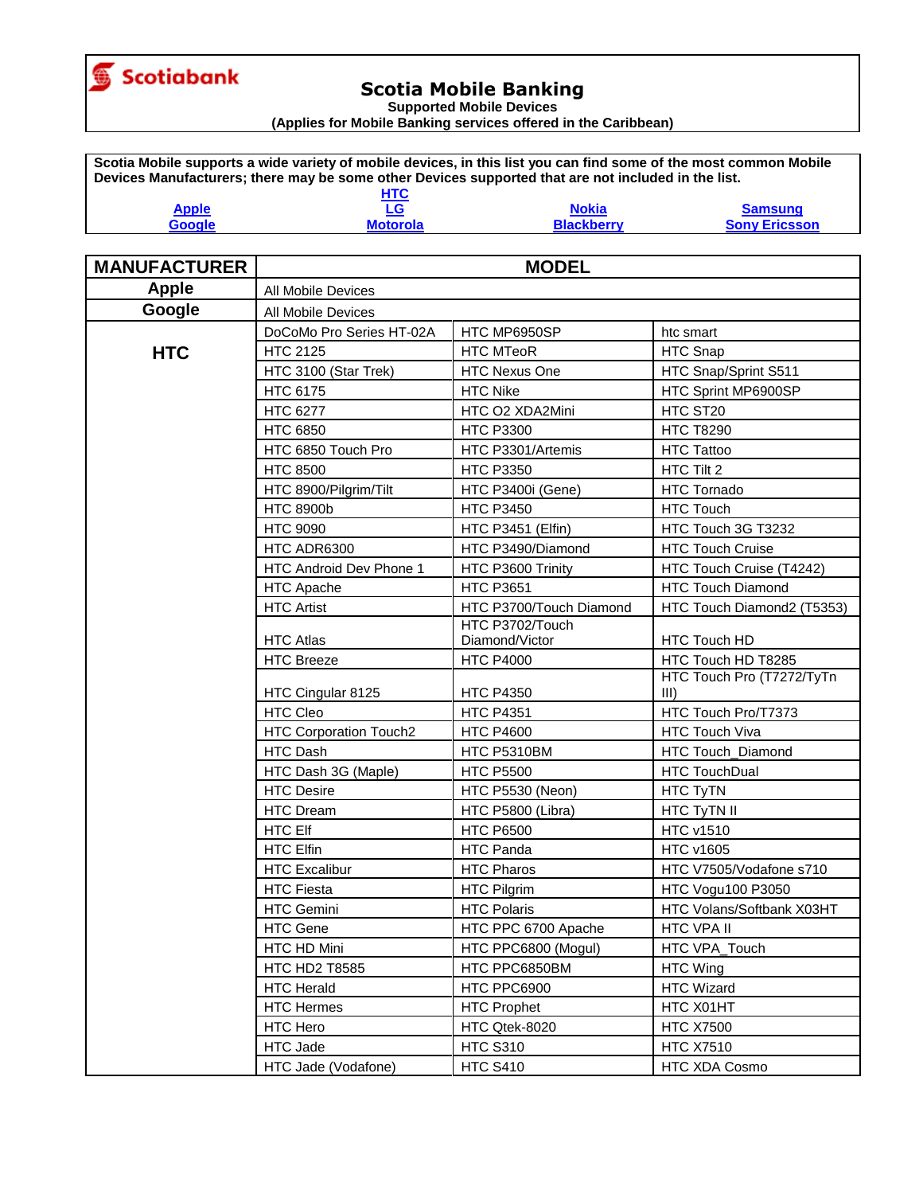Scotiabank

# Scotia Mobile Banking

**Supported Mobile Devices**

**(Applies for Mobile Banking services offered in the Caribbean)**

**Scotia Mobile supports a wide variety of mobile devices, in this list you can find some of the most common Mobile Devices Manufacturers; there may be some other Devices supported that are not included in the list.**

| | | | |
|---|---|---|---|
| | **HTC** | | |
| **Apple** | **LG** | **Nokia** | **Samsung** |
| **Google** | **Motorola** | **Blackberry** | **Sony Ericsson** |

| MANUFACTURER | MODEL | | |
|---|---|---|---|
| **Apple** | All Mobile Devices | | |
| **Google** | All Mobile Devices | | |
| **HTC** | DoCoMo Pro Series HT-02A | HTC MP6950SP | htc smart |
| | HTC 2125 | HTC MTeoR | HTC Snap |
| | HTC 3100 (Star Trek) | HTC Nexus One | HTC Snap/Sprint S511 |
| | HTC 6175 | HTC Nike | HTC Sprint MP6900SP |
| | HTC 6277 | HTC O2 XDA2Mini | HTC ST20 |
| | HTC 6850 | HTC P3300 | HTC T8290 |
| | HTC 6850 Touch Pro | HTC P3301/Artemis | HTC Tattoo |
| | HTC 8500 | HTC P3350 | HTC Tilt 2 |
| | HTC 8900/Pilgrim/Tilt | HTC P3400i (Gene) | HTC Tornado |
| | HTC 8900b | HTC P3450 | HTC Touch |
| | HTC 9090 | HTC P3451 (Elfin) | HTC Touch 3G T3232 |
| | HTC ADR6300 | HTC P3490/Diamond | HTC Touch Cruise |
| | HTC Android Dev Phone 1 | HTC P3600 Trinity | HTC Touch Cruise (T4242) |
| | HTC Apache | HTC P3651 | HTC Touch Diamond |
| | HTC Artist | HTC P3700/Touch Diamond | HTC Touch Diamond2 (T5353) |
| | HTC Atlas | HTC P3702/Touch Diamond/Victor | HTC Touch HD |
| | HTC Breeze | HTC P4000 | HTC Touch HD T8285 |
| | HTC Cingular 8125 | HTC P4350 | HTC Touch Pro (T7272/TyTn III) |
| | HTC Cleo | HTC P4351 | HTC Touch Pro/T7373 |
| | HTC Corporation Touch2 | HTC P4600 | HTC Touch Viva |
| | HTC Dash | HTC P5310BM | HTC Touch_Diamond |
| | HTC Dash 3G (Maple) | HTC P5500 | HTC TouchDual |
| | HTC Desire | HTC P5530 (Neon) | HTC TyTN |
| | HTC Dream | HTC P5800 (Libra) | HTC TyTN II |
| | HTC Elf | HTC P6500 | HTC v1510 |
| | HTC Elfin | HTC Panda | HTC v1605 |
| | HTC Excalibur | HTC Pharos | HTC V7505/Vodafone s710 |
| | HTC Fiesta | HTC Pilgrim | HTC Vogu100 P3050 |
| | HTC Gemini | HTC Polaris | HTC Volans/Softbank X03HT |
| | HTC Gene | HTC PPC 6700 Apache | HTC VPA II |
| | HTC HD Mini | HTC PPC6800 (Mogul) | HTC VPA_Touch |
| | HTC HD2 T8585 | HTC PPC6850BM | HTC Wing |
| | HTC Herald | HTC PPC6900 | HTC Wizard |
| | HTC Hermes | HTC Prophet | HTC X01HT |
| | HTC Hero | HTC Qtek-8020 | HTC X7500 |
| | HTC Jade | HTC S310 | HTC X7510 |
| | HTC Jade (Vodafone) | HTC S410 | HTC XDA Cosmo |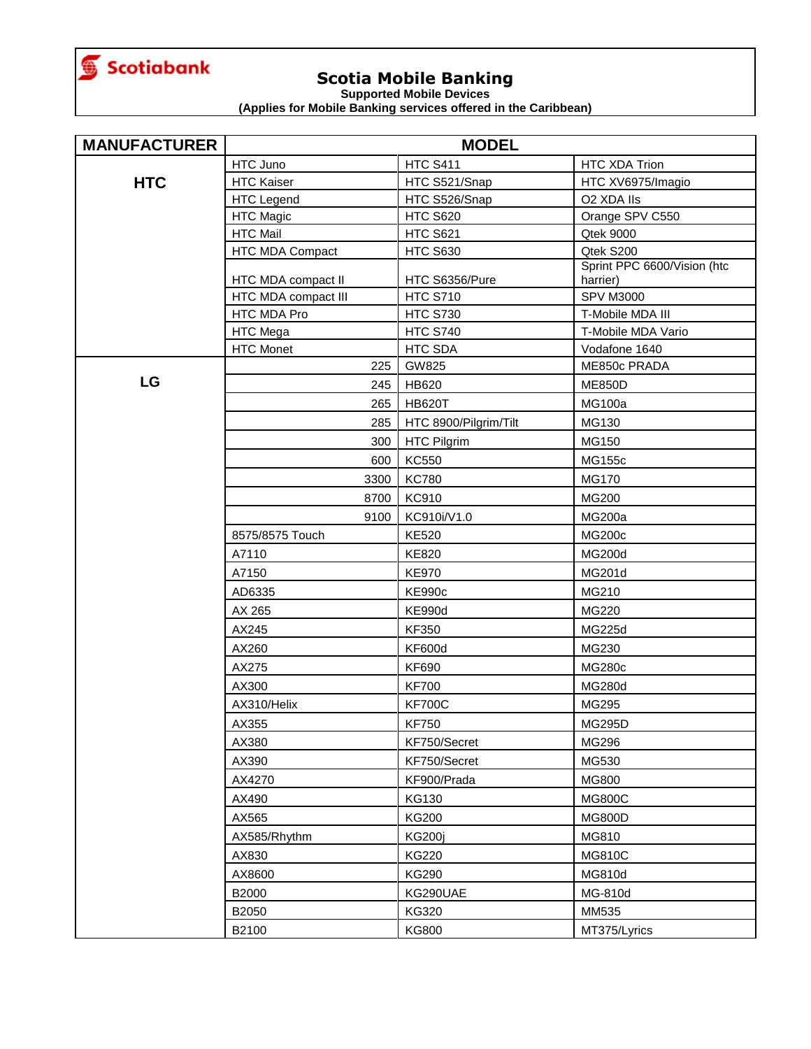Scotiabank

# Scotia Mobile Banking

**Supported Mobile Devices**

**(Applies for Mobile Banking services offered in the Caribbean)**

| MANUFACTURER | MODEL | | |
|---|---|---|---|
| **HTC** | HTC Juno | HTC S411 | HTC XDA Trion |
| | HTC Kaiser | HTC S521/Snap | HTC XV6975/Imagio |
| | HTC Legend | HTC S526/Snap | O2 XDA IIs |
| | HTC Magic | HTC S620 | Orange SPV C550 |
| | HTC Mail | HTC S621 | Qtek 9000 |
| | HTC MDA Compact | HTC S630 | Qtek S200 |
| | HTC MDA compact II | HTC S6356/Pure | Sprint PPC 6600/Vision (htc harrier) |
| | HTC MDA compact III | HTC S710 | SPV M3000 |
| | HTC MDA Pro | HTC S730 | T-Mobile MDA III |
| | HTC Mega | HTC S740 | T-Mobile MDA Vario |
| | HTC Monet | HTC SDA | Vodafone 1640 |
| **LG** | 225 | GW825 | ME850c PRADA |
| | 245 | HB620 | ME850D |
| | 265 | HB620T | MG100a |
| | 285 | HTC 8900/Pilgrim/Tilt | MG130 |
| | 300 | HTC Pilgrim | MG150 |
| | 600 | KC550 | MG155c |
| | 3300 | KC780 | MG170 |
| | 8700 | KC910 | MG200 |
| | 9100 | KC910i/V1.0 | MG200a |
| | 8575/8575 Touch | KE520 | MG200c |
| | A7110 | KE820 | MG200d |
| | A7150 | KE970 | MG201d |
| | AD6335 | KE990c | MG210 |
| | AX 265 | KE990d | MG220 |
| | AX245 | KF350 | MG225d |
| | AX260 | KF600d | MG230 |
| | AX275 | KF690 | MG280c |
| | AX300 | KF700 | MG280d |
| | AX310/Helix | KF700C | MG295 |
| | AX355 | KF750 | MG295D |
| | AX380 | KF750/Secret | MG296 |
| | AX390 | KF750/Secret | MG530 |
| | AX4270 | KF900/Prada | MG800 |
| | AX490 | KG130 | MG800C |
| | AX565 | KG200 | MG800D |
| | AX585/Rhythm | KG200j | MG810 |
| | AX830 | KG220 | MG810C |
| | AX8600 | KG290 | MG810d |
| | B2000 | KG290UAE | MG-810d |
| | B2050 | KG320 | MM535 |
| | B2100 | KG800 | MT375/Lyrics |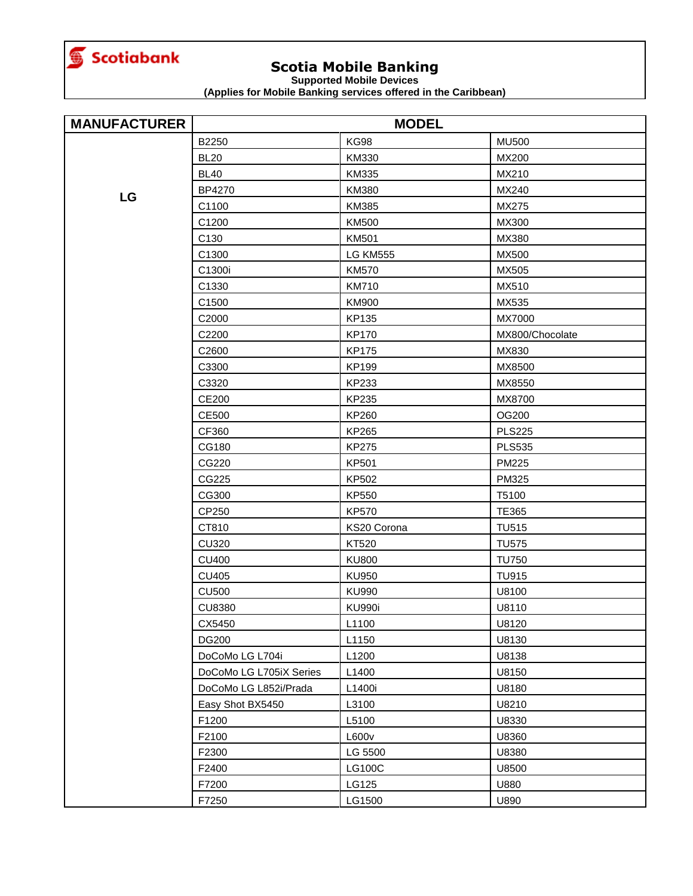Scotiabank

# Scotia Mobile Banking

**Supported Mobile Devices**
**(Applies for Mobile Banking services offered in the Caribbean)**

| MANUFACTURER | MODEL | | |
|---|---|---|---|
| LG | B2250 | KG98 | MU500 |
| | BL20 | KM330 | MX200 |
| | BL40 | KM335 | MX210 |
| | BP4270 | KM380 | MX240 |
| | C1100 | KM385 | MX275 |
| | C1200 | KM500 | MX300 |
| | C130 | KM501 | MX380 |
| | C1300 | LG KM555 | MX500 |
| | C1300i | KM570 | MX505 |
| | C1330 | KM710 | MX510 |
| | C1500 | KM900 | MX535 |
| | C2000 | KP135 | MX7000 |
| | C2200 | KP170 | MX800/Chocolate |
| | C2600 | KP175 | MX830 |
| | C3300 | KP199 | MX8500 |
| | C3320 | KP233 | MX8550 |
| | CE200 | KP235 | MX8700 |
| | CE500 | KP260 | OG200 |
| | CF360 | KP265 | PLS225 |
| | CG180 | KP275 | PLS535 |
| | CG220 | KP501 | PM225 |
| | CG225 | KP502 | PM325 |
| | CG300 | KP550 | T5100 |
| | CP250 | KP570 | TE365 |
| | CT810 | KS20 Corona | TU515 |
| | CU320 | KT520 | TU575 |
| | CU400 | KU800 | TU750 |
| | CU405 | KU950 | TU915 |
| | CU500 | KU990 | U8100 |
| | CU8380 | KU990i | U8110 |
| | CX5450 | L1100 | U8120 |
| | DG200 | L1150 | U8130 |
| | DoCoMo LG L704i | L1200 | U8138 |
| | DoCoMo LG L705iX Series | L1400 | U8150 |
| | DoCoMo LG L852i/Prada | L1400i | U8180 |
| | Easy Shot BX5450 | L3100 | U8210 |
| | F1200 | L5100 | U8330 |
| | F2100 | L600v | U8360 |
| | F2300 | LG 5500 | U8380 |
| | F2400 | LG100C | U8500 |
| | F7200 | LG125 | U880 |
| | F7250 | LG1500 | U890 |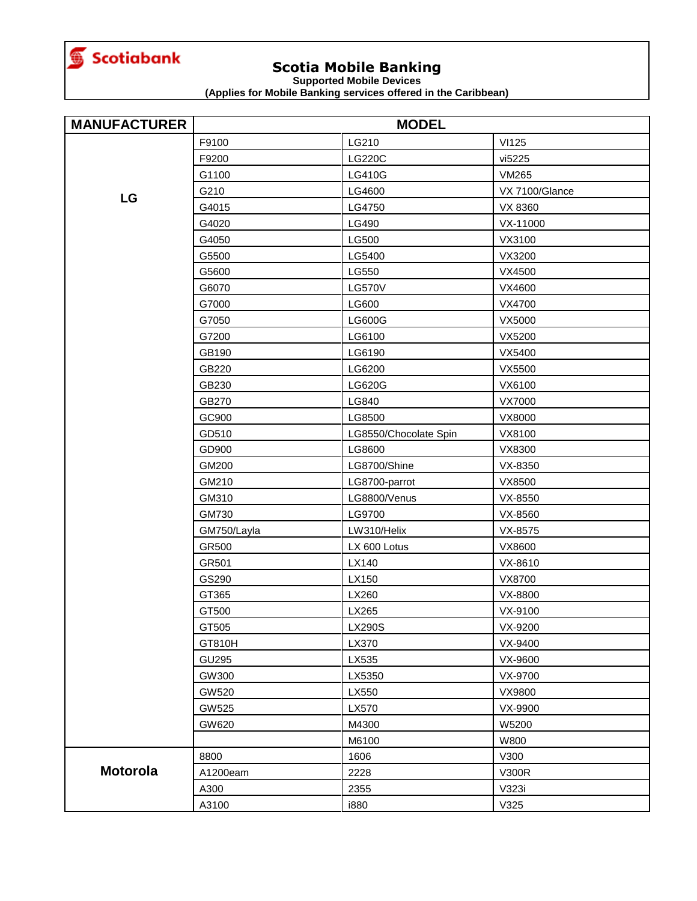Scotiabank

# Scotia Mobile Banking

**Supported Mobile Devices**

**(Applies for Mobile Banking services offered in the Caribbean)**

| MANUFACTURER | MODEL | | |
|---|---|---|---|
| LG | F9100 | LG210 | VI125 |
| | F9200 | LG220C | vi5225 |
| | G1100 | LG410G | VM265 |
| | G210 | LG4600 | VX 7100/Glance |
| | G4015 | LG4750 | VX 8360 |
| | G4020 | LG490 | VX-11000 |
| | G4050 | LG500 | VX3100 |
| | G5500 | LG5400 | VX3200 |
| | G5600 | LG550 | VX4500 |
| | G6070 | LG570V | VX4600 |
| | G7000 | LG600 | VX4700 |
| | G7050 | LG600G | VX5000 |
| | G7200 | LG6100 | VX5200 |
| | GB190 | LG6190 | VX5400 |
| | GB220 | LG6200 | VX5500 |
| | GB230 | LG620G | VX6100 |
| | GB270 | LG840 | VX7000 |
| | GC900 | LG8500 | VX8000 |
| | GD510 | LG8550/Chocolate Spin | VX8100 |
| | GD900 | LG8600 | VX8300 |
| | GM200 | LG8700/Shine | VX-8350 |
| | GM210 | LG8700-parrot | VX8500 |
| | GM310 | LG8800/Venus | VX-8550 |
| | GM730 | LG9700 | VX-8560 |
| | GM750/Layla | LW310/Helix | VX-8575 |
| | GR500 | LX 600 Lotus | VX8600 |
| | GR501 | LX140 | VX-8610 |
| | GS290 | LX150 | VX8700 |
| | GT365 | LX260 | VX-8800 |
| | GT500 | LX265 | VX-9100 |
| | GT505 | LX290S | VX-9200 |
| | GT810H | LX370 | VX-9400 |
| | GU295 | LX535 | VX-9600 |
| | GW300 | LX5350 | VX-9700 |
| | GW520 | LX550 | VX9800 |
| | GW525 | LX570 | VX-9900 |
| | GW620 | M4300 | W5200 |
| | | M6100 | W800 |
| Motorola | 8800 | 1606 | V300 |
| | A1200eam | 2228 | V300R |
| | A300 | 2355 | V323i |
| | A3100 | i880 | V325 |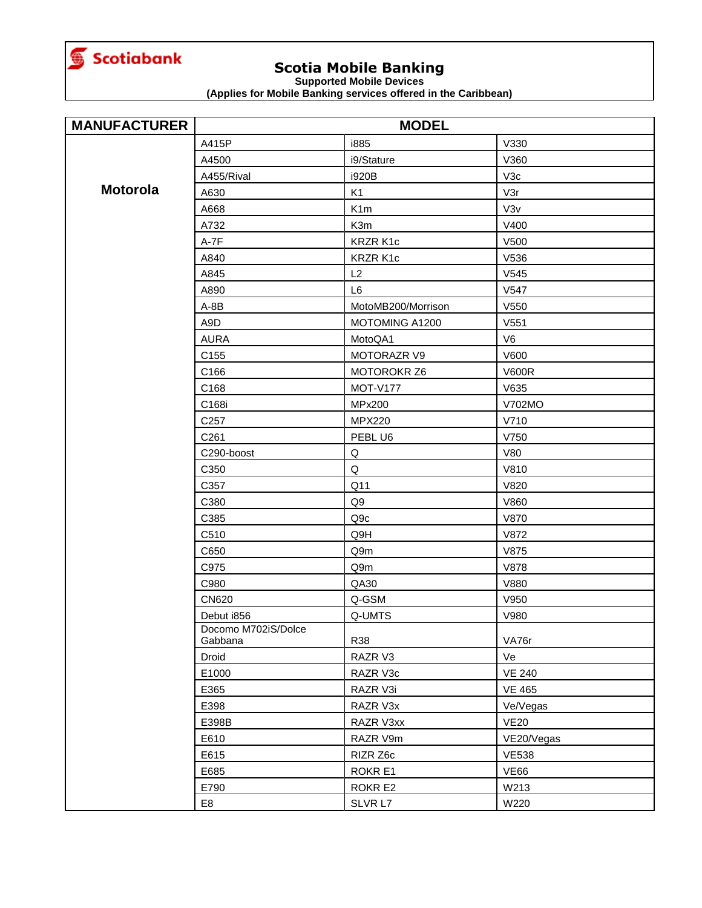Scotiabank

# Scotia Mobile Banking

**Supported Mobile Devices**
**(Applies for Mobile Banking services offered in the Caribbean)**

| MANUFACTURER | MODEL | | |
|---|---|---|---|
| **Motorola** | A415P | i885 | V330 |
| | A4500 | i9/Stature | V360 |
| | A455/Rival | i920B | V3c |
| | A630 | K1 | V3r |
| | A668 | K1m | V3v |
| | A732 | K3m | V400 |
| | A-7F | KRZR K1c | V500 |
| | A840 | KRZR K1c | V536 |
| | A845 | L2 | V545 |
| | A890 | L6 | V547 |
| | A-8B | MotoMB200/Morrison | V550 |
| | A9D | MOTOMING A1200 | V551 |
| | AURA | MotoQA1 | V6 |
| | C155 | MOTORAZR V9 | V600 |
| | C166 | MOTOROKR Z6 | V600R |
| | C168 | MOT-V177 | V635 |
| | C168i | MPx200 | V702MO |
| | C257 | MPX220 | V710 |
| | C261 | PEBL U6 | V750 |
| | C290-boost | Q | V80 |
| | C350 | Q | V810 |
| | C357 | Q11 | V820 |
| | C380 | Q9 | V860 |
| | C385 | Q9c | V870 |
| | C510 | Q9H | V872 |
| | C650 | Q9m | V875 |
| | C975 | Q9m | V878 |
| | C980 | QA30 | V880 |
| | CN620 | Q-GSM | V950 |
| | Debut i856 | Q-UMTS | V980 |
| | Docomo M702iS/Dolce Gabbana | R38 | VA76r |
| | Droid | RAZR V3 | Ve |
| | E1000 | RAZR V3c | VE 240 |
| | E365 | RAZR V3i | VE 465 |
| | E398 | RAZR V3x | Ve/Vegas |
| | E398B | RAZR V3xx | VE20 |
| | E610 | RAZR V9m | VE20/Vegas |
| | E615 | RIZR Z6c | VE538 |
| | E685 | ROKR E1 | VE66 |
| | E790 | ROKR E2 | W213 |
| | E8 | SLVR L7 | W220 |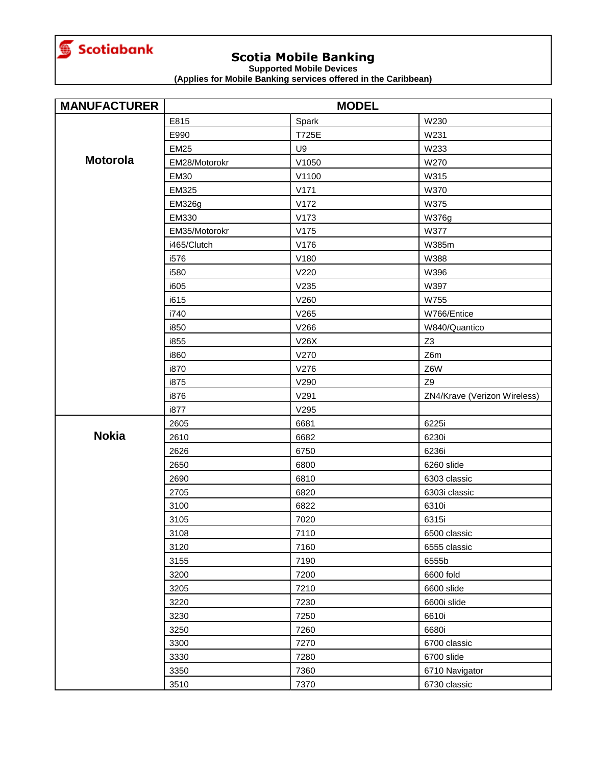Scotiabank

# Scotia Mobile Banking

**Supported Mobile Devices**
**(Applies for Mobile Banking services offered in the Caribbean)**

| MANUFACTURER | MODEL | | |
|---|---|---|---|
| Motorola | E815 | Spark | W230 |
| | E990 | T725E | W231 |
| | EM25 | U9 | W233 |
| | EM28/Motorokr | V1050 | W270 |
| | EM30 | V1100 | W315 |
| | EM325 | V171 | W370 |
| | EM326g | V172 | W375 |
| | EM330 | V173 | W376g |
| | EM35/Motorokr | V175 | W377 |
| | i465/Clutch | V176 | W385m |
| | i576 | V180 | W388 |
| | i580 | V220 | W396 |
| | i605 | V235 | W397 |
| | i615 | V260 | W755 |
| | i740 | V265 | W766/Entice |
| | i850 | V266 | W840/Quantico |
| | i855 | V26X | Z3 |
| | i860 | V270 | Z6m |
| | i870 | V276 | Z6W |
| | i875 | V290 | Z9 |
| | i876 | V291 | ZN4/Krave (Verizon Wireless) |
| | i877 | V295 | |
| Nokia | 2605 | 6681 | 6225i |
| | 2610 | 6682 | 6230i |
| | 2626 | 6750 | 6236i |
| | 2650 | 6800 | 6260 slide |
| | 2690 | 6810 | 6303 classic |
| | 2705 | 6820 | 6303i classic |
| | 3100 | 6822 | 6310i |
| | 3105 | 7020 | 6315i |
| | 3108 | 7110 | 6500 classic |
| | 3120 | 7160 | 6555 classic |
| | 3155 | 7190 | 6555b |
| | 3200 | 7200 | 6600 fold |
| | 3205 | 7210 | 6600 slide |
| | 3220 | 7230 | 6600i slide |
| | 3230 | 7250 | 6610i |
| | 3250 | 7260 | 6680i |
| | 3300 | 7270 | 6700 classic |
| | 3330 | 7280 | 6700 slide |
| | 3350 | 7360 | 6710 Navigator |
| | 3510 | 7370 | 6730 classic |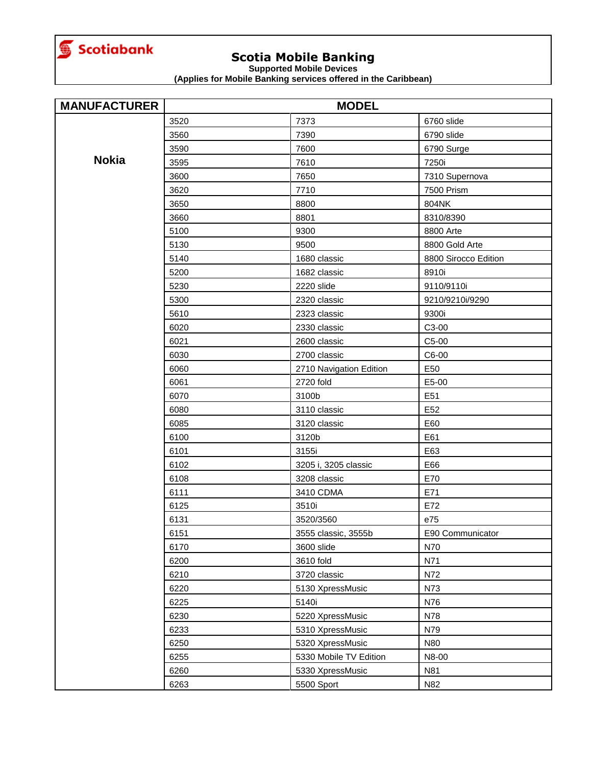Scotiabank

# Scotia Mobile Banking

**Supported Mobile Devices**
**(Applies for Mobile Banking services offered in the Caribbean)**

| MANUFACTURER | MODEL | | |
|---|---|---|---|
| Nokia | 3520 | 7373 | 6760 slide |
| | 3560 | 7390 | 6790 slide |
| | 3590 | 7600 | 6790 Surge |
| | 3595 | 7610 | 7250i |
| | 3600 | 7650 | 7310 Supernova |
| | 3620 | 7710 | 7500 Prism |
| | 3650 | 8800 | 804NK |
| | 3660 | 8801 | 8310/8390 |
| | 5100 | 9300 | 8800 Arte |
| | 5130 | 9500 | 8800 Gold Arte |
| | 5140 | 1680 classic | 8800 Sirocco Edition |
| | 5200 | 1682 classic | 8910i |
| | 5230 | 2220 slide | 9110/9110i |
| | 5300 | 2320 classic | 9210/9210i/9290 |
| | 5610 | 2323 classic | 9300i |
| | 6020 | 2330 classic | C3-00 |
| | 6021 | 2600 classic | C5-00 |
| | 6030 | 2700 classic | C6-00 |
| | 6060 | 2710 Navigation Edition | E50 |
| | 6061 | 2720 fold | E5-00 |
| | 6070 | 3100b | E51 |
| | 6080 | 3110 classic | E52 |
| | 6085 | 3120 classic | E60 |
| | 6100 | 3120b | E61 |
| | 6101 | 3155i | E63 |
| | 6102 | 3205 i, 3205 classic | E66 |
| | 6108 | 3208 classic | E70 |
| | 6111 | 3410 CDMA | E71 |
| | 6125 | 3510i | E72 |
| | 6131 | 3520/3560 | e75 |
| | 6151 | 3555 classic, 3555b | E90 Communicator |
| | 6170 | 3600 slide | N70 |
| | 6200 | 3610 fold | N71 |
| | 6210 | 3720 classic | N72 |
| | 6220 | 5130 XpressMusic | N73 |
| | 6225 | 5140i | N76 |
| | 6230 | 5220 XpressMusic | N78 |
| | 6233 | 5310 XpressMusic | N79 |
| | 6250 | 5320 XpressMusic | N80 |
| | 6255 | 5330 Mobile TV Edition | N8-00 |
| | 6260 | 5330 XpressMusic | N81 |
| | 6263 | 5500 Sport | N82 |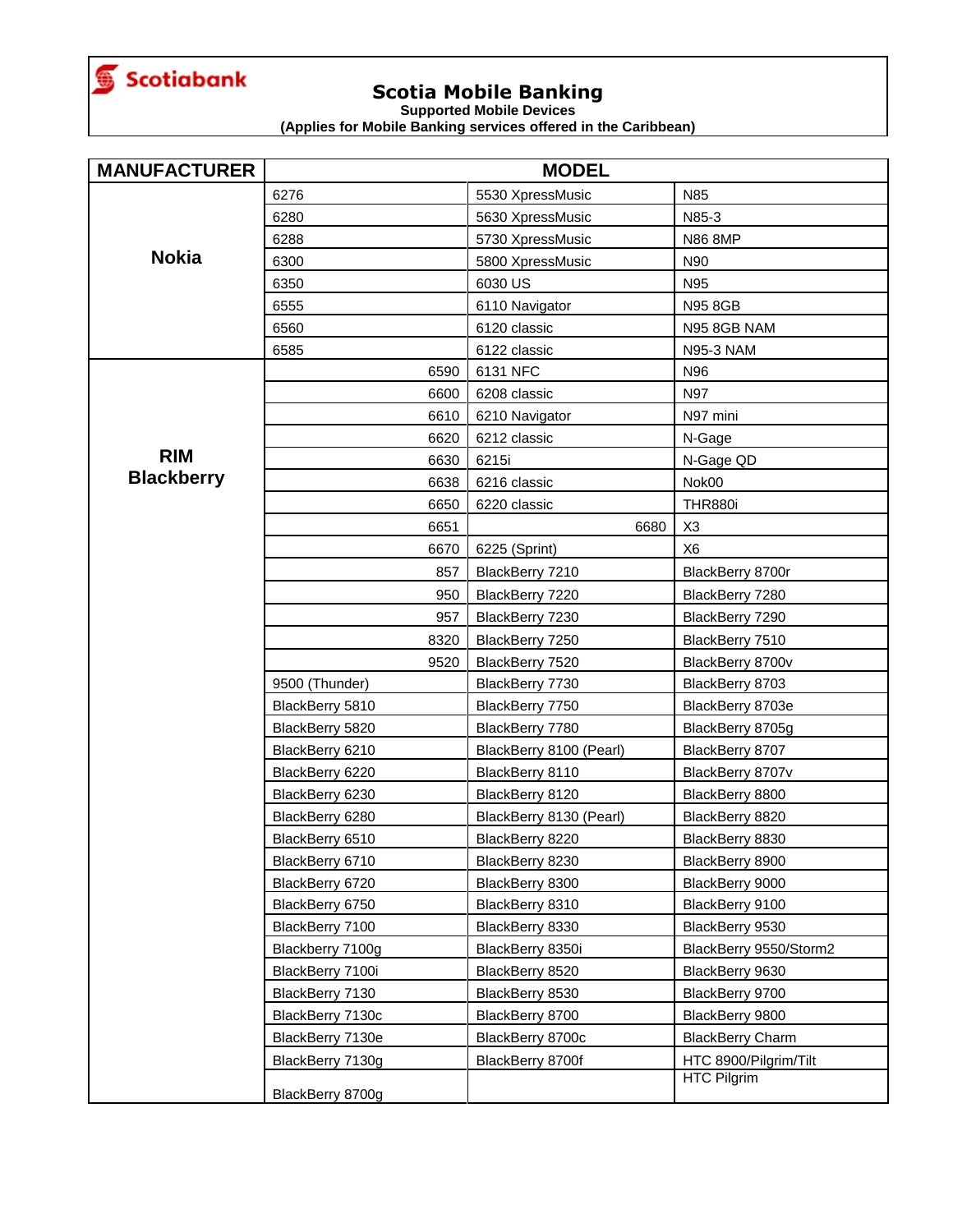**Scotiabank**

# Scotia Mobile Banking

**Supported Mobile Devices**

**(Applies for Mobile Banking services offered in the Caribbean)**

| MANUFACTURER | MODEL | | |
|---|---|---|---|
| Nokia | 6276 | 5530 XpressMusic | N85 |
| | 6280 | 5630 XpressMusic | N85-3 |
| | 6288 | 5730 XpressMusic | N86 8MP |
| | 6300 | 5800 XpressMusic | N90 |
| | 6350 | 6030 US | N95 |
| | 6555 | 6110 Navigator | N95 8GB |
| | 6560 | 6120 classic | N95 8GB NAM |
| | 6585 | 6122 classic | N95-3 NAM |
| RIM Blackberry | 6590 | 6131 NFC | N96 |
| | 6600 | 6208 classic | N97 |
| | 6610 | 6210 Navigator | N97 mini |
| | 6620 | 6212 classic | N-Gage |
| | 6630 | 6215i | N-Gage QD |
| | 6638 | 6216 classic | Nok00 |
| | 6650 | 6220 classic | THR880i |
| | 6651 | 6680 | X3 |
| | 6670 | 6225 (Sprint) | X6 |
| | 857 | BlackBerry 7210 | BlackBerry 8700r |
| | 950 | BlackBerry 7220 | BlackBerry 7280 |
| | 957 | BlackBerry 7230 | BlackBerry 7290 |
| | 8320 | BlackBerry 7250 | BlackBerry 7510 |
| | 9520 | BlackBerry 7520 | BlackBerry 8700v |
| | 9500 (Thunder) | BlackBerry 7730 | BlackBerry 8703 |
| | BlackBerry 5810 | BlackBerry 7750 | BlackBerry 8703e |
| | BlackBerry 5820 | BlackBerry 7780 | BlackBerry 8705g |
| | BlackBerry 6210 | BlackBerry 8100 (Pearl) | BlackBerry 8707 |
| | BlackBerry 6220 | BlackBerry 8110 | BlackBerry 8707v |
| | BlackBerry 6230 | BlackBerry 8120 | BlackBerry 8800 |
| | BlackBerry 6280 | BlackBerry 8130 (Pearl) | BlackBerry 8820 |
| | BlackBerry 6510 | BlackBerry 8220 | BlackBerry 8830 |
| | BlackBerry 6710 | BlackBerry 8230 | BlackBerry 8900 |
| | BlackBerry 6720 | BlackBerry 8300 | BlackBerry 9000 |
| | BlackBerry 6750 | BlackBerry 8310 | BlackBerry 9100 |
| | BlackBerry 7100 | BlackBerry 8330 | BlackBerry 9530 |
| | Blackberry 7100g | BlackBerry 8350i | BlackBerry 9550/Storm2 |
| | BlackBerry 7100i | BlackBerry 8520 | BlackBerry 9630 |
| | BlackBerry 7130 | BlackBerry 8530 | BlackBerry 9700 |
| | BlackBerry 7130c | BlackBerry 8700 | BlackBerry 9800 |
| | BlackBerry 7130e | BlackBerry 8700c | BlackBerry Charm |
| | BlackBerry 7130g | BlackBerry 8700f | HTC 8900/Pilgrim/Tilt |
| | BlackBerry 8700g | | HTC Pilgrim |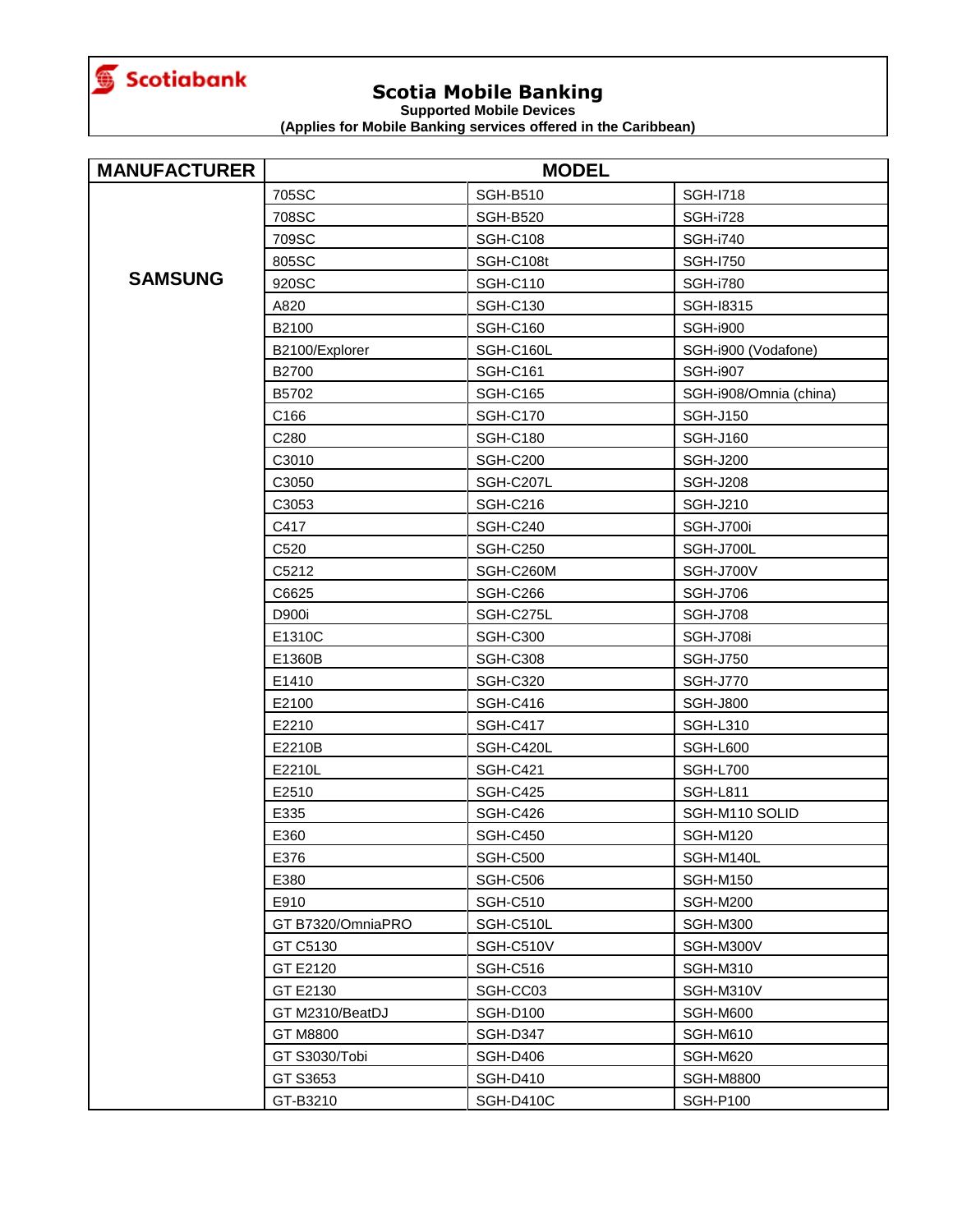Scotiabank

# Scotia Mobile Banking

**Supported Mobile Devices**

**(Applies for Mobile Banking services offered in the Caribbean)**

| MANUFACTURER | MODEL | | |
|---|---|---|---|
| SAMSUNG | 705SC | SGH-B510 | SGH-I718 |
| | 708SC | SGH-B520 | SGH-i728 |
| | 709SC | SGH-C108 | SGH-i740 |
| | 805SC | SGH-C108t | SGH-I750 |
| | 920SC | SGH-C110 | SGH-i780 |
| | A820 | SGH-C130 | SGH-I8315 |
| | B2100 | SGH-C160 | SGH-i900 |
| | B2100/Explorer | SGH-C160L | SGH-i900 (Vodafone) |
| | B2700 | SGH-C161 | SGH-i907 |
| | B5702 | SGH-C165 | SGH-i908/Omnia (china) |
| | C166 | SGH-C170 | SGH-J150 |
| | C280 | SGH-C180 | SGH-J160 |
| | C3010 | SGH-C200 | SGH-J200 |
| | C3050 | SGH-C207L | SGH-J208 |
| | C3053 | SGH-C216 | SGH-J210 |
| | C417 | SGH-C240 | SGH-J700i |
| | C520 | SGH-C250 | SGH-J700L |
| | C5212 | SGH-C260M | SGH-J700V |
| | C6625 | SGH-C266 | SGH-J706 |
| | D900i | SGH-C275L | SGH-J708 |
| | E1310C | SGH-C300 | SGH-J708i |
| | E1360B | SGH-C308 | SGH-J750 |
| | E1410 | SGH-C320 | SGH-J770 |
| | E2100 | SGH-C416 | SGH-J800 |
| | E2210 | SGH-C417 | SGH-L310 |
| | E2210B | SGH-C420L | SGH-L600 |
| | E2210L | SGH-C421 | SGH-L700 |
| | E2510 | SGH-C425 | SGH-L811 |
| | E335 | SGH-C426 | SGH-M110 SOLID |
| | E360 | SGH-C450 | SGH-M120 |
| | E376 | SGH-C500 | SGH-M140L |
| | E380 | SGH-C506 | SGH-M150 |
| | E910 | SGH-C510 | SGH-M200 |
| | GT B7320/OmniaPRO | SGH-C510L | SGH-M300 |
| | GT C5130 | SGH-C510V | SGH-M300V |
| | GT E2120 | SGH-C516 | SGH-M310 |
| | GT E2130 | SGH-CC03 | SGH-M310V |
| | GT M2310/BeatDJ | SGH-D100 | SGH-M600 |
| | GT M8800 | SGH-D347 | SGH-M610 |
| | GT S3030/Tobi | SGH-D406 | SGH-M620 |
| | GT S3653 | SGH-D410 | SGH-M8800 |
| | GT-B3210 | SGH-D410C | SGH-P100 |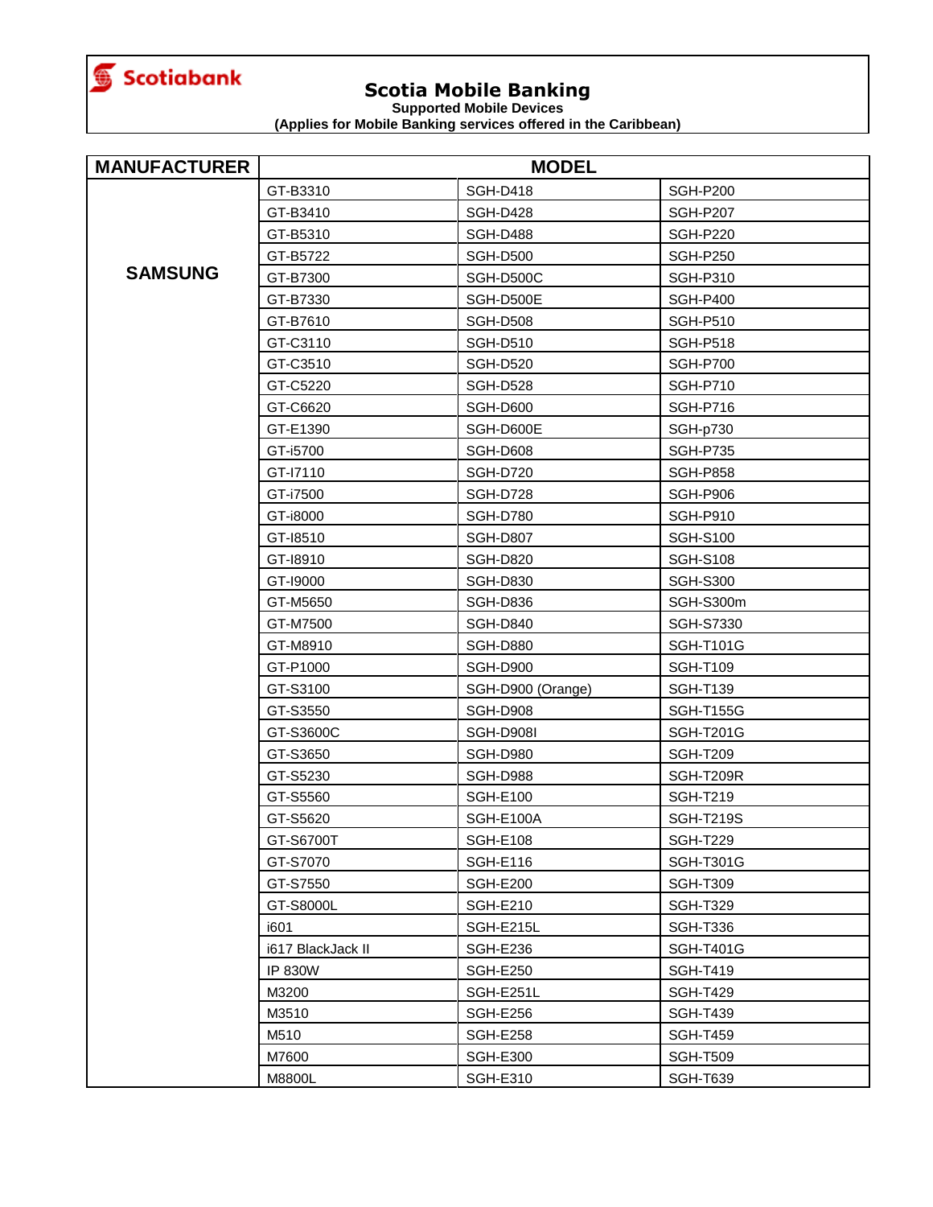**Scotiabank**

# Scotia Mobile Banking

**Supported Mobile Devices**

**(Applies for Mobile Banking services offered in the Caribbean)**

| MANUFACTURER | MODEL | | |
|---|---|---|---|
| SAMSUNG | GT-B3310 | SGH-D418 | SGH-P200 |
| | GT-B3410 | SGH-D428 | SGH-P207 |
| | GT-B5310 | SGH-D488 | SGH-P220 |
| | GT-B5722 | SGH-D500 | SGH-P250 |
| | GT-B7300 | SGH-D500C | SGH-P310 |
| | GT-B7330 | SGH-D500E | SGH-P400 |
| | GT-B7610 | SGH-D508 | SGH-P510 |
| | GT-C3110 | SGH-D510 | SGH-P518 |
| | GT-C3510 | SGH-D520 | SGH-P700 |
| | GT-C5220 | SGH-D528 | SGH-P710 |
| | GT-C6620 | SGH-D600 | SGH-P716 |
| | GT-E1390 | SGH-D600E | SGH-p730 |
| | GT-i5700 | SGH-D608 | SGH-P735 |
| | GT-I7110 | SGH-D720 | SGH-P858 |
| | GT-i7500 | SGH-D728 | SGH-P906 |
| | GT-i8000 | SGH-D780 | SGH-P910 |
| | GT-I8510 | SGH-D807 | SGH-S100 |
| | GT-I8910 | SGH-D820 | SGH-S108 |
| | GT-I9000 | SGH-D830 | SGH-S300 |
| | GT-M5650 | SGH-D836 | SGH-S300m |
| | GT-M7500 | SGH-D840 | SGH-S7330 |
| | GT-M8910 | SGH-D880 | SGH-T101G |
| | GT-P1000 | SGH-D900 | SGH-T109 |
| | GT-S3100 | SGH-D900 (Orange) | SGH-T139 |
| | GT-S3550 | SGH-D908 | SGH-T155G |
| | GT-S3600C | SGH-D908I | SGH-T201G |
| | GT-S3650 | SGH-D980 | SGH-T209 |
| | GT-S5230 | SGH-D988 | SGH-T209R |
| | GT-S5560 | SGH-E100 | SGH-T219 |
| | GT-S5620 | SGH-E100A | SGH-T219S |
| | GT-S6700T | SGH-E108 | SGH-T229 |
| | GT-S7070 | SGH-E116 | SGH-T301G |
| | GT-S7550 | SGH-E200 | SGH-T309 |
| | GT-S8000L | SGH-E210 | SGH-T329 |
| | i601 | SGH-E215L | SGH-T336 |
| | i617 BlackJack II | SGH-E236 | SGH-T401G |
| | IP 830W | SGH-E250 | SGH-T419 |
| | M3200 | SGH-E251L | SGH-T429 |
| | M3510 | SGH-E256 | SGH-T439 |
| | M510 | SGH-E258 | SGH-T459 |
| | M7600 | SGH-E300 | SGH-T509 |
| | M8800L | SGH-E310 | SGH-T639 |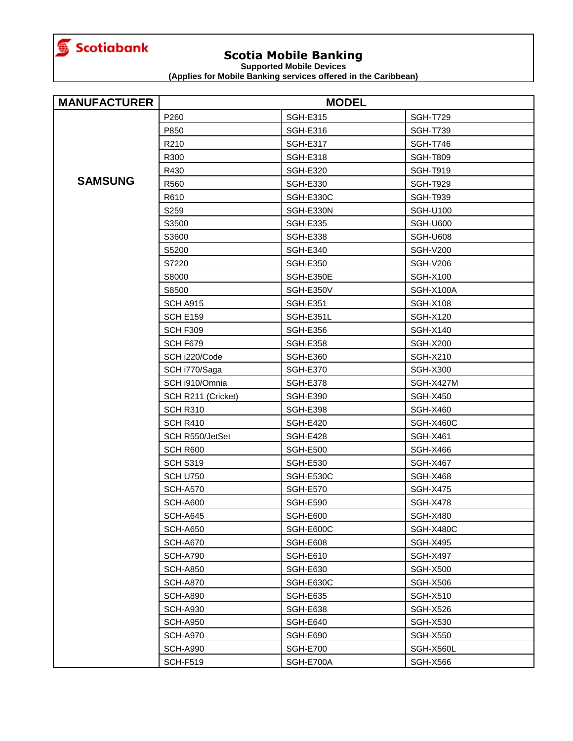Scotiabank

# Scotia Mobile Banking

**Supported Mobile Devices**
**(Applies for Mobile Banking services offered in the Caribbean)**

| MANUFACTURER | MODEL | | |
|---|---|---|---|
| SAMSUNG | P260 | SGH-E315 | SGH-T729 |
| | P850 | SGH-E316 | SGH-T739 |
| | R210 | SGH-E317 | SGH-T746 |
| | R300 | SGH-E318 | SGH-T809 |
| | R430 | SGH-E320 | SGH-T919 |
| | R560 | SGH-E330 | SGH-T929 |
| | R610 | SGH-E330C | SGH-T939 |
| | S259 | SGH-E330N | SGH-U100 |
| | S3500 | SGH-E335 | SGH-U600 |
| | S3600 | SGH-E338 | SGH-U608 |
| | S5200 | SGH-E340 | SGH-V200 |
| | S7220 | SGH-E350 | SGH-V206 |
| | S8000 | SGH-E350E | SGH-X100 |
| | S8500 | SGH-E350V | SGH-X100A |
| | SCH A915 | SGH-E351 | SGH-X108 |
| | SCH E159 | SGH-E351L | SGH-X120 |
| | SCH F309 | SGH-E356 | SGH-X140 |
| | SCH F679 | SGH-E358 | SGH-X200 |
| | SCH i220/Code | SGH-E360 | SGH-X210 |
| | SCH i770/Saga | SGH-E370 | SGH-X300 |
| | SCH i910/Omnia | SGH-E378 | SGH-X427M |
| | SCH R211 (Cricket) | SGH-E390 | SGH-X450 |
| | SCH R310 | SGH-E398 | SGH-X460 |
| | SCH R410 | SGH-E420 | SGH-X460C |
| | SCH R550/JetSet | SGH-E428 | SGH-X461 |
| | SCH R600 | SGH-E500 | SGH-X466 |
| | SCH S319 | SGH-E530 | SGH-X467 |
| | SCH U750 | SGH-E530C | SGH-X468 |
| | SCH-A570 | SGH-E570 | SGH-X475 |
| | SCH-A600 | SGH-E590 | SGH-X478 |
| | SCH-A645 | SGH-E600 | SGH-X480 |
| | SCH-A650 | SGH-E600C | SGH-X480C |
| | SCH-A670 | SGH-E608 | SGH-X495 |
| | SCH-A790 | SGH-E610 | SGH-X497 |
| | SCH-A850 | SGH-E630 | SGH-X500 |
| | SCH-A870 | SGH-E630C | SGH-X506 |
| | SCH-A890 | SGH-E635 | SGH-X510 |
| | SCH-A930 | SGH-E638 | SGH-X526 |
| | SCH-A950 | SGH-E640 | SGH-X530 |
| | SCH-A970 | SGH-E690 | SGH-X550 |
| | SCH-A990 | SGH-E700 | SGH-X560L |
| | SCH-F519 | SGH-E700A | SGH-X566 |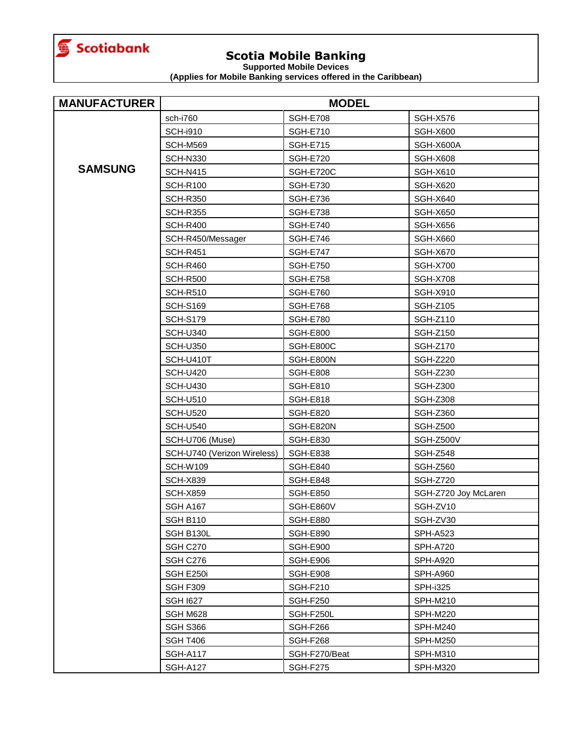Scotiabank

# Scotia Mobile Banking

**Supported Mobile Devices**

**(Applies for Mobile Banking services offered in the Caribbean)**

| MANUFACTURER | MODEL | | |
|---|---|---|---|
| SAMSUNG | sch-i760 | SGH-E708 | SGH-X576 |
| | SCH-i910 | SGH-E710 | SGH-X600 |
| | SCH-M569 | SGH-E715 | SGH-X600A |
| | SCH-N330 | SGH-E720 | SGH-X608 |
| | SCH-N415 | SGH-E720C | SGH-X610 |
| | SCH-R100 | SGH-E730 | SGH-X620 |
| | SCH-R350 | SGH-E736 | SGH-X640 |
| | SCH-R355 | SGH-E738 | SGH-X650 |
| | SCH-R400 | SGH-E740 | SGH-X656 |
| | SCH-R450/Messager | SGH-E746 | SGH-X660 |
| | SCH-R451 | SGH-E747 | SGH-X670 |
| | SCH-R460 | SGH-E750 | SGH-X700 |
| | SCH-R500 | SGH-E758 | SGH-X708 |
| | SCH-R510 | SGH-E760 | SGH-X910 |
| | SCH-S169 | SGH-E768 | SGH-Z105 |
| | SCH-S179 | SGH-E780 | SGH-Z110 |
| | SCH-U340 | SGH-E800 | SGH-Z150 |
| | SCH-U350 | SGH-E800C | SGH-Z170 |
| | SCH-U410T | SGH-E800N | SGH-Z220 |
| | SCH-U420 | SGH-E808 | SGH-Z230 |
| | SCH-U430 | SGH-E810 | SGH-Z300 |
| | SCH-U510 | SGH-E818 | SGH-Z308 |
| | SCH-U520 | SGH-E820 | SGH-Z360 |
| | SCH-U540 | SGH-E820N | SGH-Z500 |
| | SCH-U706 (Muse) | SGH-E830 | SGH-Z500V |
| | SCH-U740 (Verizon Wireless) | SGH-E838 | SGH-Z548 |
| | SCH-W109 | SGH-E840 | SGH-Z560 |
| | SCH-X839 | SGH-E848 | SGH-Z720 |
| | SCH-X859 | SGH-E850 | SGH-Z720 Joy McLaren |
| | SGH A167 | SGH-E860V | SGH-ZV10 |
| | SGH B110 | SGH-E880 | SGH-ZV30 |
| | SGH B130L | SGH-E890 | SPH-A523 |
| | SGH C270 | SGH-E900 | SPH-A720 |
| | SGH C276 | SGH-E906 | SPH-A920 |
| | SGH E250i | SGH-E908 | SPH-A960 |
| | SGH F309 | SGH-F210 | SPH-i325 |
| | SGH I627 | SGH-F250 | SPH-M210 |
| | SGH M628 | SGH-F250L | SPH-M220 |
| | SGH S366 | SGH-F266 | SPH-M240 |
| | SGH T406 | SGH-F268 | SPH-M250 |
| | SGH-A117 | SGH-F270/Beat | SPH-M310 |
| | SGH-A127 | SGH-F275 | SPH-M320 |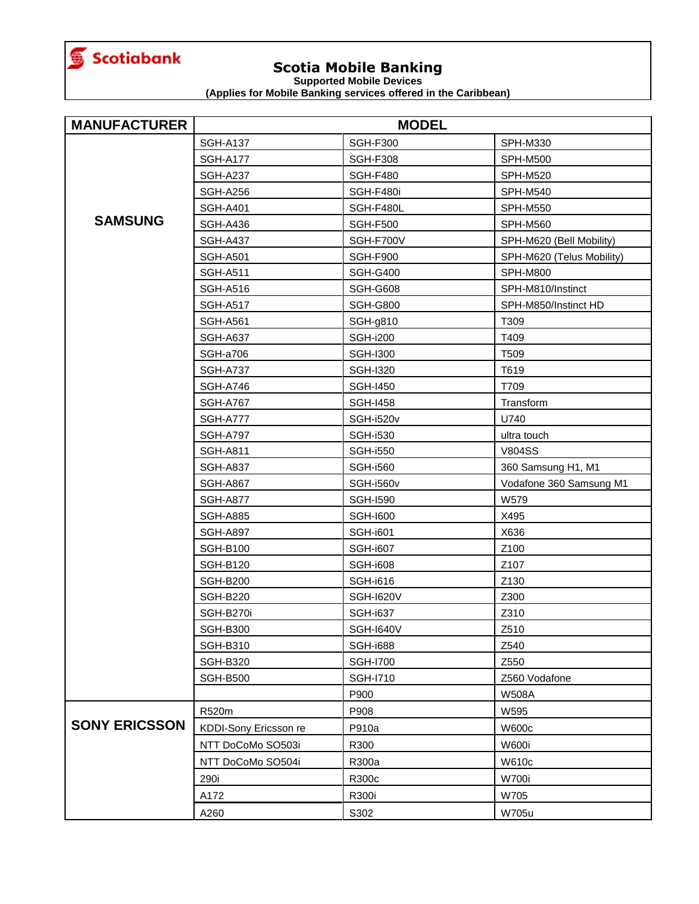Scotiabank

# Scotia Mobile Banking

**Supported Mobile Devices**

**(Applies for Mobile Banking services offered in the Caribbean)**

| MANUFACTURER | MODEL | | |
|---|---|---|---|
| SAMSUNG | SGH-A137 | SGH-F300 | SPH-M330 |
| | SGH-A177 | SGH-F308 | SPH-M500 |
| | SGH-A237 | SGH-F480 | SPH-M520 |
| | SGH-A256 | SGH-F480i | SPH-M540 |
| | SGH-A401 | SGH-F480L | SPH-M550 |
| | SGH-A436 | SGH-F500 | SPH-M560 |
| | SGH-A437 | SGH-F700V | SPH-M620 (Bell Mobility) |
| | SGH-A501 | SGH-F900 | SPH-M620 (Telus Mobility) |
| | SGH-A511 | SGH-G400 | SPH-M800 |
| | SGH-A516 | SGH-G608 | SPH-M810/Instinct |
| | SGH-A517 | SGH-G800 | SPH-M850/Instinct HD |
| | SGH-A561 | SGH-g810 | T309 |
| | SGH-A637 | SGH-i200 | T409 |
| | SGH-a706 | SGH-I300 | T509 |
| | SGH-A737 | SGH-I320 | T619 |
| | SGH-A746 | SGH-I450 | T709 |
| | SGH-A767 | SGH-I458 | Transform |
| | SGH-A777 | SGH-i520v | U740 |
| | SGH-A797 | SGH-i530 | ultra touch |
| | SGH-A811 | SGH-i550 | V804SS |
| | SGH-A837 | SGH-i560 | 360 Samsung H1, M1 |
| | SGH-A867 | SGH-i560v | Vodafone 360 Samsung M1 |
| | SGH-A877 | SGH-I590 | W579 |
| | SGH-A885 | SGH-I600 | X495 |
| | SGH-A897 | SGH-i601 | X636 |
| | SGH-B100 | SGH-i607 | Z100 |
| | SGH-B120 | SGH-i608 | Z107 |
| | SGH-B200 | SGH-i616 | Z130 |
| | SGH-B220 | SGH-I620V | Z300 |
| | SGH-B270i | SGH-i637 | Z310 |
| | SGH-B300 | SGH-I640V | Z510 |
| | SGH-B310 | SGH-i688 | Z540 |
| | SGH-B320 | SGH-I700 | Z550 |
| | SGH-B500 | SGH-I710 | Z560 Vodafone |
| | | P900 | W508A |
| SONY ERICSSON | R520m | P908 | W595 |
| | KDDI-Sony Ericsson re | P910a | W600c |
| | NTT DoCoMo SO503i | R300 | W600i |
| | NTT DoCoMo SO504i | R300a | W610c |
| | 290i | R300c | W700i |
| | A172 | R300i | W705 |
| | A260 | S302 | W705u |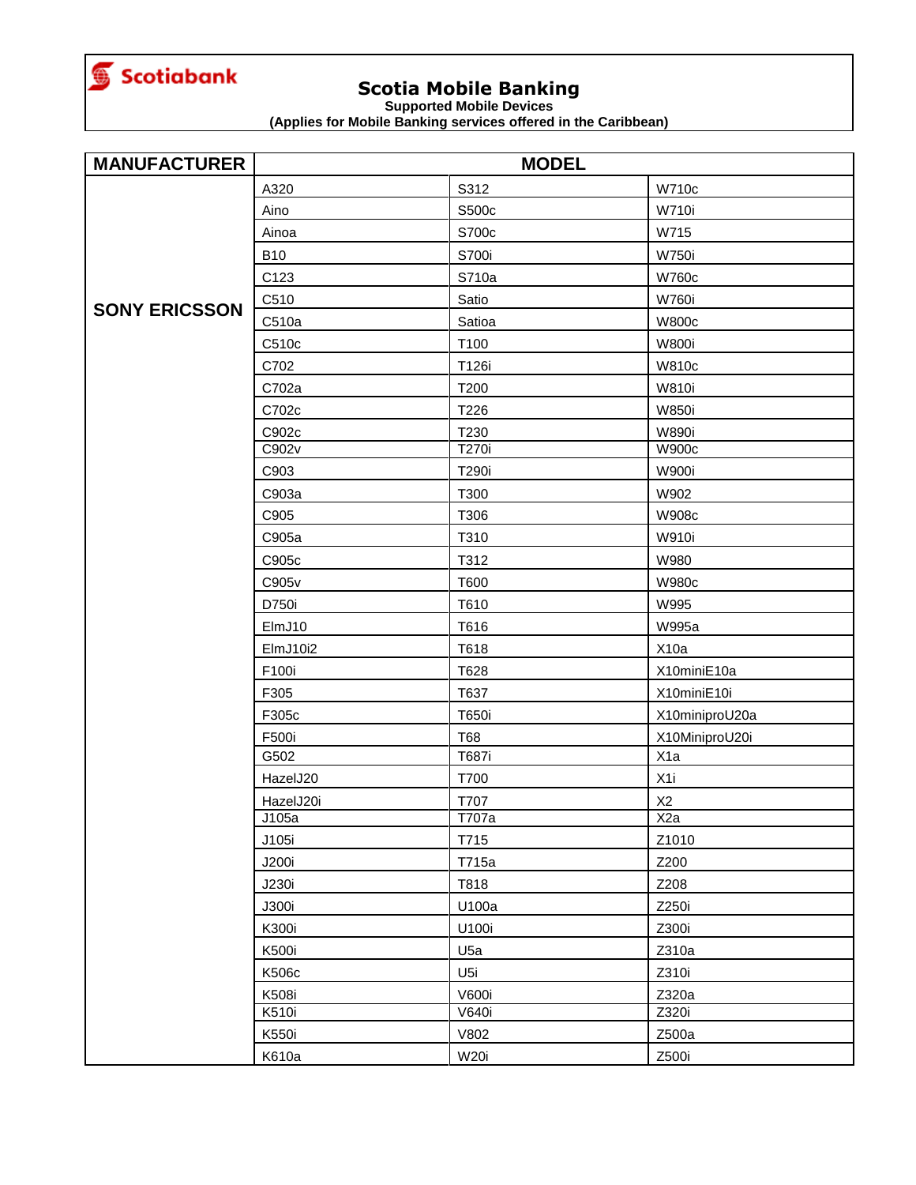Scotiabank

# Scotia Mobile Banking

**Supported Mobile Devices**

**(Applies for Mobile Banking services offered in the Caribbean)**

| MANUFACTURER | MODEL | | |
|---|---|---|---|
| SONY ERICSSON | A320 | S312 | W710c |
| | Aino | S500c | W710i |
| | Ainoa | S700c | W715 |
| | B10 | S700i | W750i |
| | C123 | S710a | W760c |
| | C510 | Satio | W760i |
| | C510a | Satioa | W800c |
| | C510c | T100 | W800i |
| | C702 | T126i | W810c |
| | C702a | T200 | W810i |
| | C702c | T226 | W850i |
| | C902c | T230 | W890i |
| | C902v | T270i | W900c |
| | C903 | T290i | W900i |
| | C903a | T300 | W902 |
| | C905 | T306 | W908c |
| | C905a | T310 | W910i |
| | C905c | T312 | W980 |
| | C905v | T600 | W980c |
| | D750i | T610 | W995 |
| | ElmJ10 | T616 | W995a |
| | ElmJ10i2 | T618 | X10a |
| | F100i | T628 | X10miniE10a |
| | F305 | T637 | X10miniE10i |
| | F305c | T650i | X10miniproU20a |
| | F500i | T68 | X10MiniproU20i |
| | G502 | T687i | X1a |
| | HazelJ20 | T700 | X1i |
| | HazelJ20i | T707 | X2 |
| | J105a | T707a | X2a |
| | J105i | T715 | Z1010 |
| | J200i | T715a | Z200 |
| | J230i | T818 | Z208 |
| | J300i | U100a | Z250i |
| | K300i | U100i | Z300i |
| | K500i | U5a | Z310a |
| | K506c | U5i | Z310i |
| | K508i | V600i | Z320a |
| | K510i | V640i | Z320i |
| | K550i | V802 | Z500a |
| | K610a | W20i | Z500i |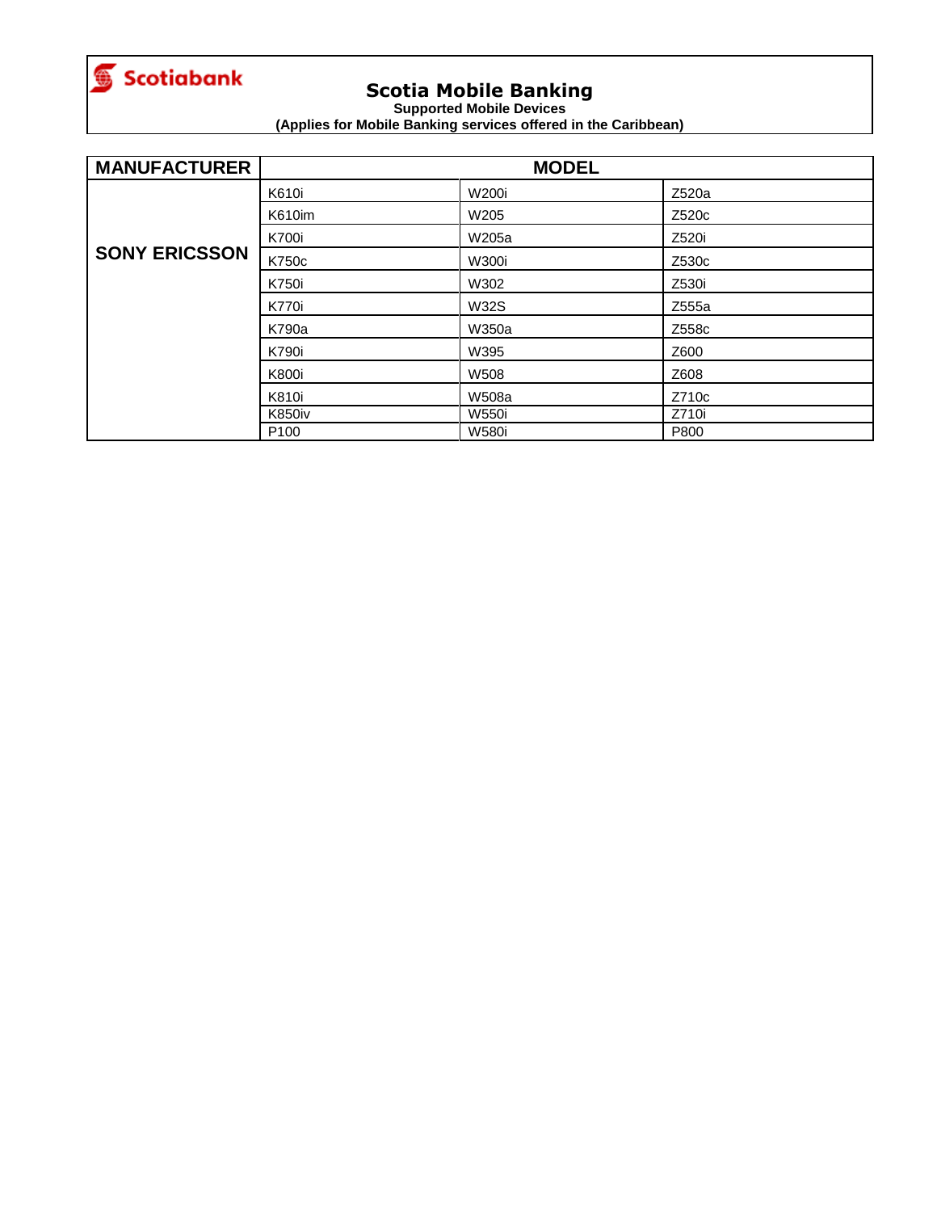Scotiabank

# Scotia Mobile Banking

**Supported Mobile Devices**

**(Applies for Mobile Banking services offered in the Caribbean)**

| MANUFACTURER | MODEL | | |
|---|---|---|---|
| SONY ERICSSON | K610i | W200i | Z520a |
| | K610im | W205 | Z520c |
| | K700i | W205a | Z520i |
| | K750c | W300i | Z530c |
| | K750i | W302 | Z530i |
| | K770i | W32S | Z555a |
| | K790a | W350a | Z558c |
| | K790i | W395 | Z600 |
| | K800i | W508 | Z608 |
| | K810i | W508a | Z710c |
| | K850iv | W550i | Z710i |
| | P100 | W580i | P800 |